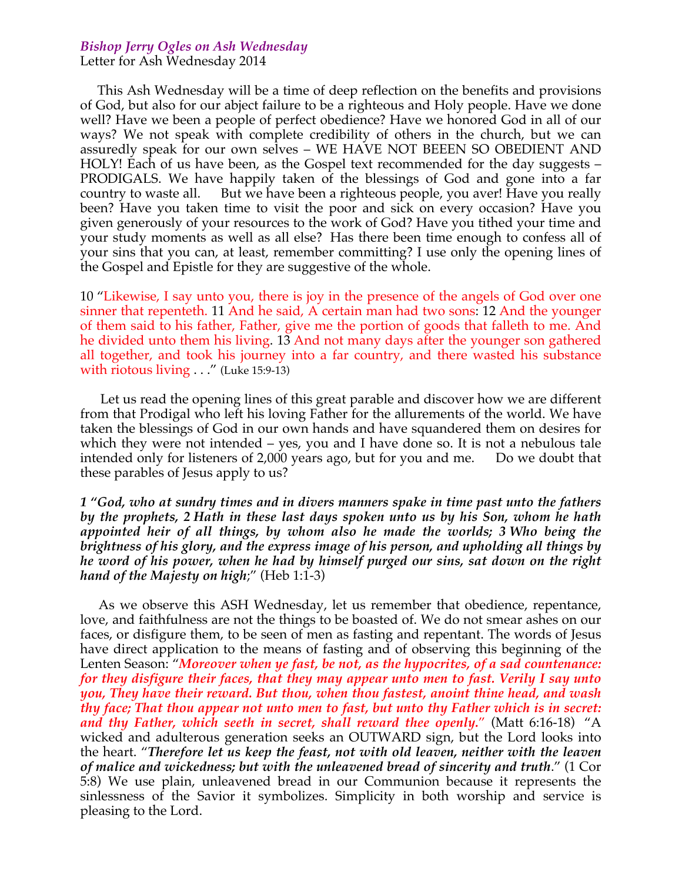***Bishop Jerry Ogles on Ash Wednesday***

Letter for Ash Wednesday 2014

This Ash Wednesday will be a time of deep reflection on the benefits and provisions of God, but also for our abject failure to be a righteous and Holy people. Have we done well? Have we been a people of perfect obedience? Have we honored God in all of our ways? We not speak with complete credibility of others in the church, but we can assuredly speak for our own selves – WE HAVE NOT BEEEN SO OBEDIENT AND HOLY! Each of us have been, as the Gospel text recommended for the day suggests – PRODIGALS. We have happily taken of the blessings of God and gone into a far country to waste all. But we have been a righteous people, you aver! Have you really been? Have you taken time to visit the poor and sick on every occasion? Have you given generously of your resources to the work of God? Have you tithed your time and your study moments as well as all else? Has there been time enough to confess all of your sins that you can, at least, remember committing? I use only the opening lines of the Gospel and Epistle for they are suggestive of the whole.

10 "Likewise, I say unto you, there is joy in the presence of the angels of God over one sinner that repenteth. 11 And he said, A certain man had two sons: 12 And the younger of them said to his father, Father, give me the portion of goods that falleth to me. And he divided unto them his living. 13 And not many days after the younger son gathered all together, and took his journey into a far country, and there wasted his substance with riotous living . . ." (Luke 15:9-13)

Let us read the opening lines of this great parable and discover how we are different from that Prodigal who left his loving Father for the allurements of the world. We have taken the blessings of God in our own hands and have squandered them on desires for which they were not intended – yes, you and I have done so. It is not a nebulous tale intended only for listeners of 2,000 years ago, but for you and me. Do we doubt that these parables of Jesus apply to us?

***1 "God, who at sundry times and in divers manners spake in time past unto the fathers by the prophets, 2 Hath in these last days spoken unto us by his Son, whom he hath appointed heir of all things, by whom also he made the worlds; 3 Who being the brightness of his glory, and the express image of his person, and upholding all things by he word of his power, when he had by himself purged our sins, sat down on the right hand of the Majesty on high;***" (Heb 1:1-3)

As we observe this ASH Wednesday, let us remember that obedience, repentance, love, and faithfulness are not the things to be boasted of. We do not smear ashes on our faces, or disfigure them, to be seen of men as fasting and repentant. The words of Jesus have direct application to the means of fasting and of observing this beginning of the Lenten Season: "***Moreover when ye fast, be not, as the hypocrites, of a sad countenance: for they disfigure their faces, that they may appear unto men to fast. Verily I say unto you, They have their reward. But thou, when thou fastest, anoint thine head, and wash thy face; That thou appear not unto men to fast, but unto thy Father which is in secret: and thy Father, which seeth in secret, shall reward thee openly.***" (Matt 6:16-18) "A wicked and adulterous generation seeks an OUTWARD sign, but the Lord looks into the heart. "***Therefore let us keep the feast, not with old leaven, neither with the leaven of malice and wickedness; but with the unleavened bread of sincerity and truth***." (1 Cor 5:8) We use plain, unleavened bread in our Communion because it represents the sinlessness of the Savior it symbolizes. Simplicity in both worship and service is pleasing to the Lord.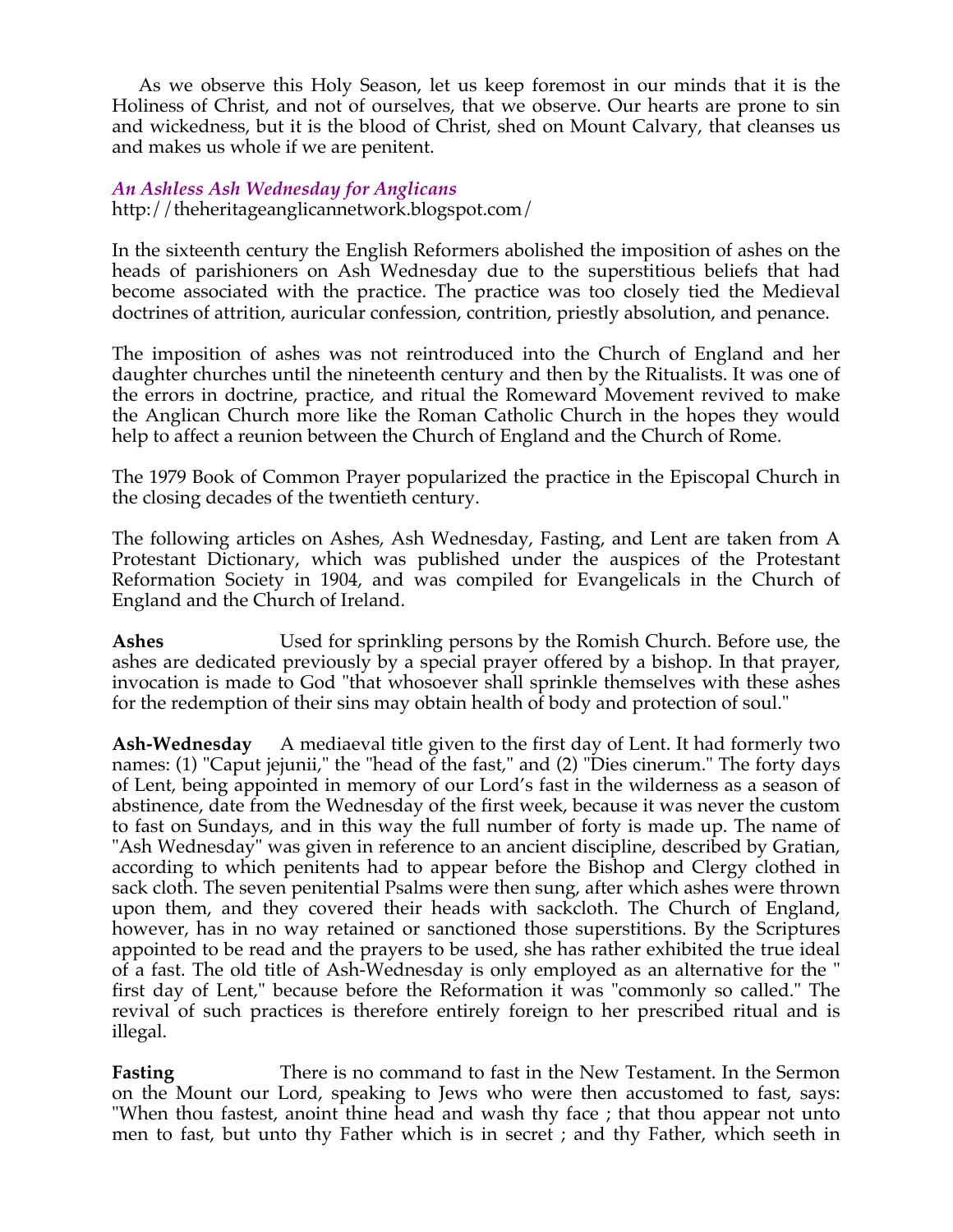As we observe this Holy Season, let us keep foremost in our minds that it is the Holiness of Christ, and not of ourselves, that we observe. Our hearts are prone to sin and wickedness, but it is the blood of Christ, shed on Mount Calvary, that cleanses us and makes us whole if we are penitent.

***An Ashless Ash Wednesday for Anglicans***
http://theheritageanglicannetwork.blogspot.com/

In the sixteenth century the English Reformers abolished the imposition of ashes on the heads of parishioners on Ash Wednesday due to the superstitious beliefs that had become associated with the practice. The practice was too closely tied the Medieval doctrines of attrition, auricular confession, contrition, priestly absolution, and penance.

The imposition of ashes was not reintroduced into the Church of England and her daughter churches until the nineteenth century and then by the Ritualists. It was one of the errors in doctrine, practice, and ritual the Romeward Movement revived to make the Anglican Church more like the Roman Catholic Church in the hopes they would help to affect a reunion between the Church of England and the Church of Rome.

The 1979 Book of Common Prayer popularized the practice in the Episcopal Church in the closing decades of the twentieth century.

The following articles on Ashes, Ash Wednesday, Fasting, and Lent are taken from A Protestant Dictionary, which was published under the auspices of the Protestant Reformation Society in 1904, and was compiled for Evangelicals in the Church of England and the Church of Ireland.

**Ashes** Used for sprinkling persons by the Romish Church. Before use, the ashes are dedicated previously by a special prayer offered by a bishop. In that prayer, invocation is made to God "that whosoever shall sprinkle themselves with these ashes for the redemption of their sins may obtain health of body and protection of soul."

**Ash-Wednesday** A mediaeval title given to the first day of Lent. It had formerly two names: (1) "Caput jejunii," the "head of the fast," and (2) "Dies cinerum." The forty days of Lent, being appointed in memory of our Lord's fast in the wilderness as a season of abstinence, date from the Wednesday of the first week, because it was never the custom to fast on Sundays, and in this way the full number of forty is made up. The name of "Ash Wednesday" was given in reference to an ancient discipline, described by Gratian, according to which penitents had to appear before the Bishop and Clergy clothed in sack cloth. The seven penitential Psalms were then sung, after which ashes were thrown upon them, and they covered their heads with sackcloth. The Church of England, however, has in no way retained or sanctioned those superstitions. By the Scriptures appointed to be read and the prayers to be used, she has rather exhibited the true ideal of a fast. The old title of Ash-Wednesday is only employed as an alternative for the " first day of Lent," because before the Reformation it was "commonly so called." The revival of such practices is therefore entirely foreign to her prescribed ritual and is illegal.

**Fasting** There is no command to fast in the New Testament. In the Sermon on the Mount our Lord, speaking to Jews who were then accustomed to fast, says: "When thou fastest, anoint thine head and wash thy face ; that thou appear not unto men to fast, but unto thy Father which is in secret ; and thy Father, which seeth in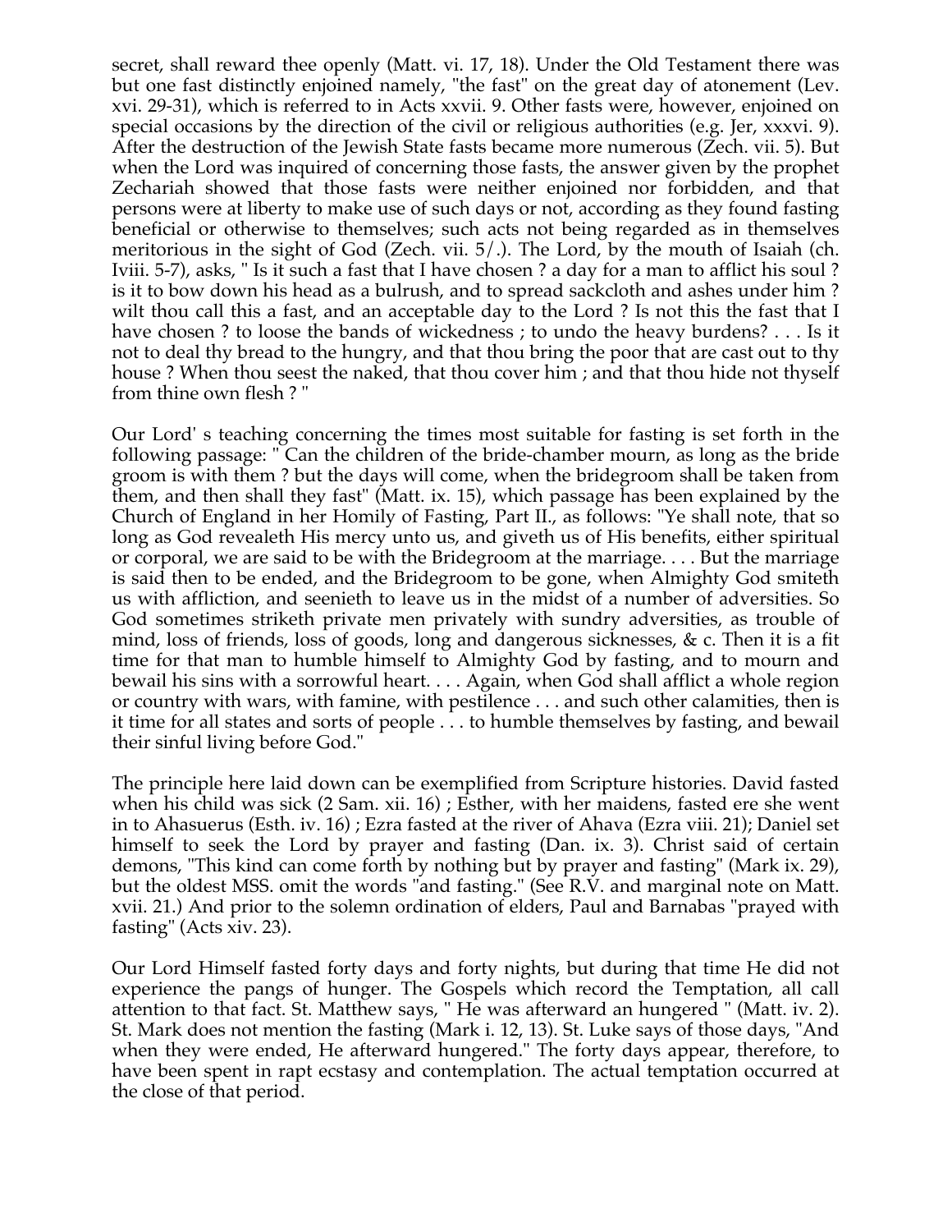secret, shall reward thee openly (Matt. vi. 17, 18). Under the Old Testament there was but one fast distinctly enjoined namely, "the fast" on the great day of atonement (Lev. xvi. 29-31), which is referred to in Acts xxvii. 9. Other fasts were, however, enjoined on special occasions by the direction of the civil or religious authorities (e.g. Jer, xxxvi. 9). After the destruction of the Jewish State fasts became more numerous (Zech. vii. 5). But when the Lord was inquired of concerning those fasts, the answer given by the prophet Zechariah showed that those fasts were neither enjoined nor forbidden, and that persons were at liberty to make use of such days or not, according as they found fasting beneficial or otherwise to themselves; such acts not being regarded as in themselves meritorious in the sight of God (Zech. vii. 5/.). The Lord, by the mouth of Isaiah (ch. Iviii. 5-7), asks, " Is it such a fast that I have chosen ? a day for a man to afflict his soul ? is it to bow down his head as a bulrush, and to spread sackcloth and ashes under him ? wilt thou call this a fast, and an acceptable day to the Lord ? Is not this the fast that I have chosen ? to loose the bands of wickedness ; to undo the heavy burdens? . . . Is it not to deal thy bread to the hungry, and that thou bring the poor that are cast out to thy house ? When thou seest the naked, that thou cover him ; and that thou hide not thyself from thine own flesh ? "

Our Lord' s teaching concerning the times most suitable for fasting is set forth in the following passage: " Can the children of the bride-chamber mourn, as long as the bride groom is with them ? but the days will come, when the bridegroom shall be taken from them, and then shall they fast" (Matt. ix. 15), which passage has been explained by the Church of England in her Homily of Fasting, Part II., as follows: "Ye shall note, that so long as God revealeth His mercy unto us, and giveth us of His benefits, either spiritual or corporal, we are said to be with the Bridegroom at the marriage. . . . But the marriage is said then to be ended, and the Bridegroom to be gone, when Almighty God smiteth us with affliction, and seenieth to leave us in the midst of a number of adversities. So God sometimes striketh private men privately with sundry adversities, as trouble of mind, loss of friends, loss of goods, long and dangerous sicknesses, & c. Then it is a fit time for that man to humble himself to Almighty God by fasting, and to mourn and bewail his sins with a sorrowful heart. . . . Again, when God shall afflict a whole region or country with wars, with famine, with pestilence . . . and such other calamities, then is it time for all states and sorts of people . . . to humble themselves by fasting, and bewail their sinful living before God."

The principle here laid down can be exemplified from Scripture histories. David fasted when his child was sick (2 Sam. xii. 16) ; Esther, with her maidens, fasted ere she went in to Ahasuerus (Esth. iv. 16) ; Ezra fasted at the river of Ahava (Ezra viii. 21); Daniel set himself to seek the Lord by prayer and fasting (Dan. ix. 3). Christ said of certain demons, "This kind can come forth by nothing but by prayer and fasting" (Mark ix. 29), but the oldest MSS. omit the words "and fasting." (See R.V. and marginal note on Matt. xvii. 21.) And prior to the solemn ordination of elders, Paul and Barnabas "prayed with fasting" (Acts xiv. 23).

Our Lord Himself fasted forty days and forty nights, but during that time He did not experience the pangs of hunger. The Gospels which record the Temptation, all call attention to that fact. St. Matthew says, " He was afterward an hungered " (Matt. iv. 2). St. Mark does not mention the fasting (Mark i. 12, 13). St. Luke says of those days, "And when they were ended, He afterward hungered." The forty days appear, therefore, to have been spent in rapt ecstasy and contemplation. The actual temptation occurred at the close of that period.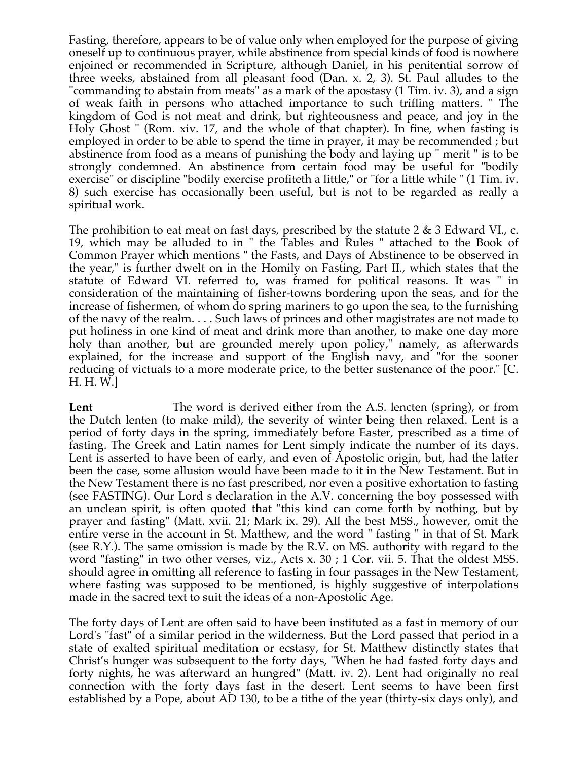Fasting, therefore, appears to be of value only when employed for the purpose of giving oneself up to continuous prayer, while abstinence from special kinds of food is nowhere enjoined or recommended in Scripture, although Daniel, in his penitential sorrow of three weeks, abstained from all pleasant food (Dan. x. 2, 3). St. Paul alludes to the "commanding to abstain from meats" as a mark of the apostasy (1 Tim. iv. 3), and a sign of weak faith in persons who attached importance to such trifling matters. " The kingdom of God is not meat and drink, but righteousness and peace, and joy in the Holy Ghost " (Rom. xiv. 17, and the whole of that chapter). In fine, when fasting is employed in order to be able to spend the time in prayer, it may be recommended ; but abstinence from food as a means of punishing the body and laying up " merit " is to be strongly condemned. An abstinence from certain food may be useful for "bodily exercise" or discipline "bodily exercise profiteth a little," or "for a little while " (1 Tim. iv. 8) such exercise has occasionally been useful, but is not to be regarded as really a spiritual work.

The prohibition to eat meat on fast days, prescribed by the statute 2 & 3 Edward VI., c. 19, which may be alluded to in " the Tables and Rules " attached to the Book of Common Prayer which mentions " the Fasts, and Days of Abstinence to be observed in the year," is further dwelt on in the Homily on Fasting, Part II., which states that the statute of Edward VI. referred to, was framed for political reasons. It was " in consideration of the maintaining of fisher-towns bordering upon the seas, and for the increase of fishermen, of whom do spring mariners to go upon the sea, to the furnishing of the navy of the realm. . . . Such laws of princes and other magistrates are not made to put holiness in one kind of meat and drink more than another, to make one day more holy than another, but are grounded merely upon policy," namely, as afterwards explained, for the increase and support of the English navy, and "for the sooner reducing of victuals to a more moderate price, to the better sustenance of the poor." [C. H. H. W.]

**Lent** The word is derived either from the A.S. lencten (spring), or from the Dutch lenten (to make mild), the severity of winter being then relaxed. Lent is a period of forty days in the spring, immediately before Easter, prescribed as a time of fasting. The Greek and Latin names for Lent simply indicate the number of its days. Lent is asserted to have been of early, and even of Apostolic origin, but, had the latter been the case, some allusion would have been made to it in the New Testament. But in the New Testament there is no fast prescribed, nor even a positive exhortation to fasting (see FASTING). Our Lord s declaration in the A.V. concerning the boy possessed with an unclean spirit, is often quoted that "this kind can come forth by nothing, but by prayer and fasting" (Matt. xvii. 21; Mark ix. 29). All the best MSS., however, omit the entire verse in the account in St. Matthew, and the word " fasting " in that of St. Mark (see R.Y.). The same omission is made by the R.V. on MS. authority with regard to the word "fasting" in two other verses, viz., Acts x. 30 ; 1 Cor. vii. 5. That the oldest MSS. should agree in omitting all reference to fasting in four passages in the New Testament, where fasting was supposed to be mentioned, is highly suggestive of interpolations made in the sacred text to suit the ideas of a non-Apostolic Age.

The forty days of Lent are often said to have been instituted as a fast in memory of our Lord's "fast" of a similar period in the wilderness. But the Lord passed that period in a state of exalted spiritual meditation or ecstasy, for St. Matthew distinctly states that Christ's hunger was subsequent to the forty days, "When he had fasted forty days and forty nights, he was afterward an hungred" (Matt. iv. 2). Lent had originally no real connection with the forty days fast in the desert. Lent seems to have been first established by a Pope, about AD 130, to be a tithe of the year (thirty-six days only), and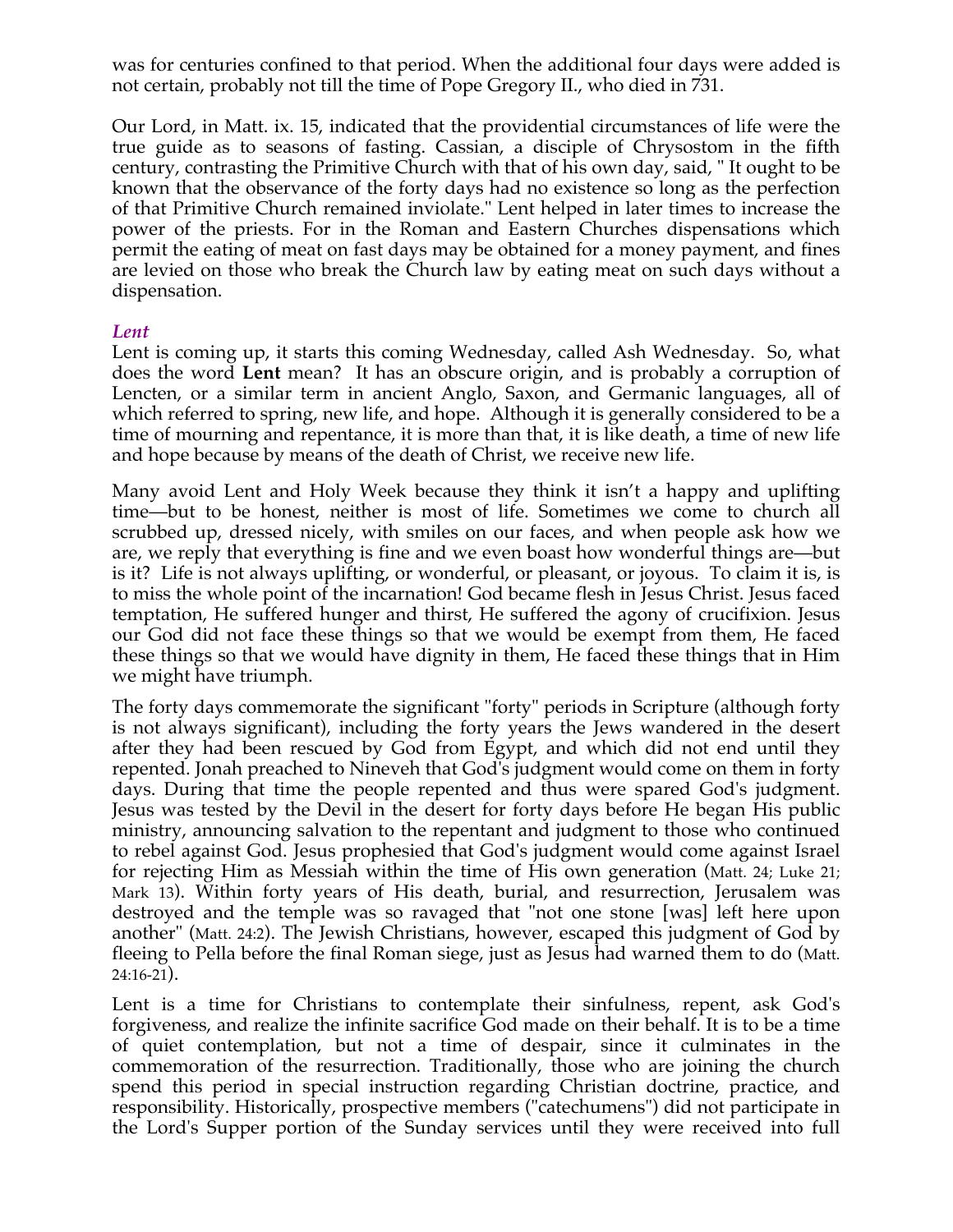was for centuries confined to that period. When the additional four days were added is not certain, probably not till the time of Pope Gregory II., who died in 731.

Our Lord, in Matt. ix. 15, indicated that the providential circumstances of life were the true guide as to seasons of fasting. Cassian, a disciple of Chrysostom in the fifth century, contrasting the Primitive Church with that of his own day, said, " It ought to be known that the observance of the forty days had no existence so long as the perfection of that Primitive Church remained inviolate." Lent helped in later times to increase the power of the priests. For in the Roman and Eastern Churches dispensations which permit the eating of meat on fast days may be obtained for a money payment, and fines are levied on those who break the Church law by eating meat on such days without a dispensation.

### *Lent*

Lent is coming up, it starts this coming Wednesday, called Ash Wednesday. So, what does the word **Lent** mean? It has an obscure origin, and is probably a corruption of Lencten, or a similar term in ancient Anglo, Saxon, and Germanic languages, all of which referred to spring, new life, and hope. Although it is generally considered to be a time of mourning and repentance, it is more than that, it is like death, a time of new life and hope because by means of the death of Christ, we receive new life.

Many avoid Lent and Holy Week because they think it isn't a happy and uplifting time—but to be honest, neither is most of life. Sometimes we come to church all scrubbed up, dressed nicely, with smiles on our faces, and when people ask how we are, we reply that everything is fine and we even boast how wonderful things are—but is it? Life is not always uplifting, or wonderful, or pleasant, or joyous. To claim it is, is to miss the whole point of the incarnation! God became flesh in Jesus Christ. Jesus faced temptation, He suffered hunger and thirst, He suffered the agony of crucifixion. Jesus our God did not face these things so that we would be exempt from them, He faced these things so that we would have dignity in them, He faced these things that in Him we might have triumph.

The forty days commemorate the significant "forty" periods in Scripture (although forty is not always significant), including the forty years the Jews wandered in the desert after they had been rescued by God from Egypt, and which did not end until they repented. Jonah preached to Nineveh that God's judgment would come on them in forty days. During that time the people repented and thus were spared God's judgment. Jesus was tested by the Devil in the desert for forty days before He began His public ministry, announcing salvation to the repentant and judgment to those who continued to rebel against God. Jesus prophesied that God's judgment would come against Israel for rejecting Him as Messiah within the time of His own generation (Matt. 24; Luke 21; Mark 13). Within forty years of His death, burial, and resurrection, Jerusalem was destroyed and the temple was so ravaged that "not one stone [was] left here upon another" (Matt. 24:2). The Jewish Christians, however, escaped this judgment of God by fleeing to Pella before the final Roman siege, just as Jesus had warned them to do (Matt. 24:16-21).

Lent is a time for Christians to contemplate their sinfulness, repent, ask God's forgiveness, and realize the infinite sacrifice God made on their behalf. It is to be a time of quiet contemplation, but not a time of despair, since it culminates in the commemoration of the resurrection. Traditionally, those who are joining the church spend this period in special instruction regarding Christian doctrine, practice, and responsibility. Historically, prospective members ("catechumens") did not participate in the Lord's Supper portion of the Sunday services until they were received into full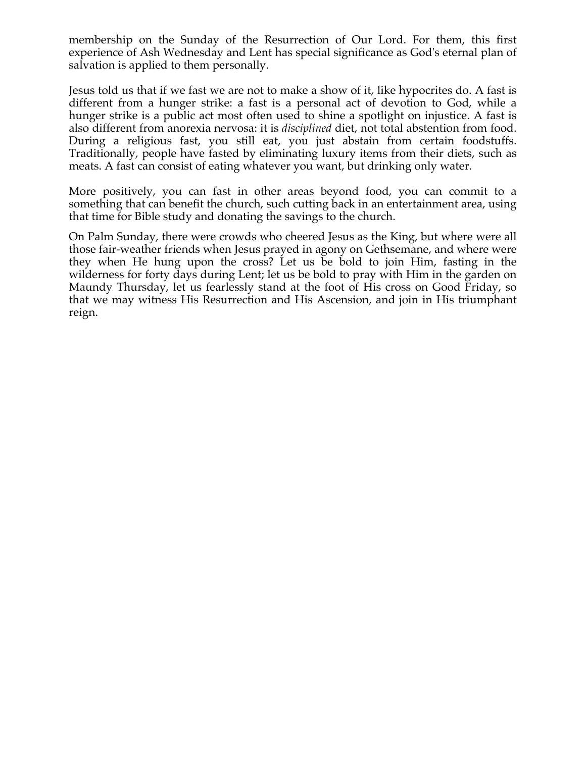membership on the Sunday of the Resurrection of Our Lord. For them, this first experience of Ash Wednesday and Lent has special significance as God's eternal plan of salvation is applied to them personally.

Jesus told us that if we fast we are not to make a show of it, like hypocrites do. A fast is different from a hunger strike: a fast is a personal act of devotion to God, while a hunger strike is a public act most often used to shine a spotlight on injustice. A fast is also different from anorexia nervosa: it is *disciplined* diet, not total abstention from food. During a religious fast, you still eat, you just abstain from certain foodstuffs. Traditionally, people have fasted by eliminating luxury items from their diets, such as meats. A fast can consist of eating whatever you want, but drinking only water.

More positively, you can fast in other areas beyond food, you can commit to a something that can benefit the church, such cutting back in an entertainment area, using that time for Bible study and donating the savings to the church.

On Palm Sunday, there were crowds who cheered Jesus as the King, but where were all those fair-weather friends when Jesus prayed in agony on Gethsemane, and where were they when He hung upon the cross? Let us be bold to join Him, fasting in the wilderness for forty days during Lent; let us be bold to pray with Him in the garden on Maundy Thursday, let us fearlessly stand at the foot of His cross on Good Friday, so that we may witness His Resurrection and His Ascension, and join in His triumphant reign.